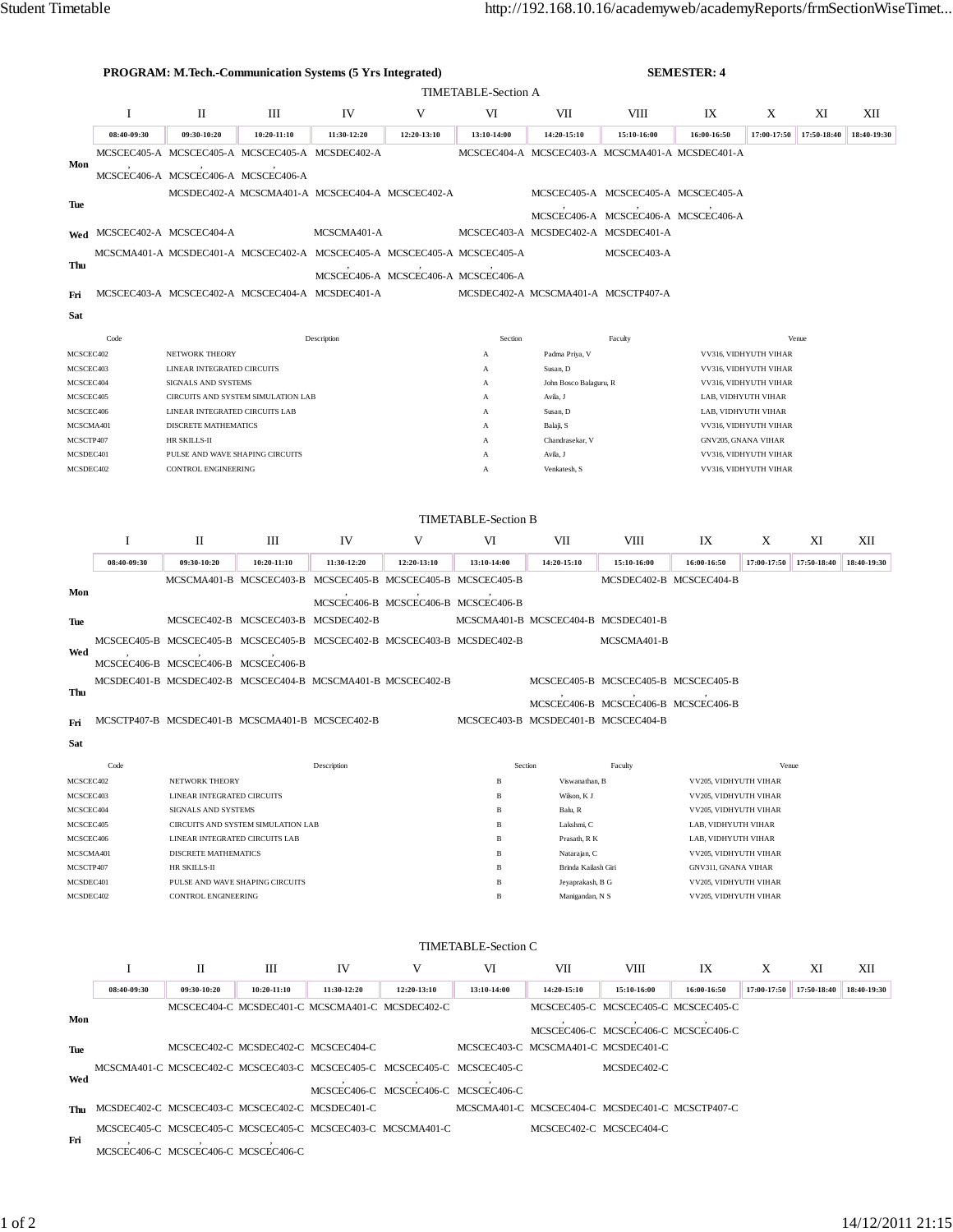**PROGRAM: M.Tech.-Communication Systems (5 Yrs Integrated)** **SEMESTER: 4**

## TIMETABLE-Section A

| | I | II | III | IV | V | VI | VII | VIII | IX | X | XI | XII |
|---|---|---|---|---|---|---|---|---|---|---|---|---|
| | 08:40-09:30 | 09:30-10:20 | 10:20-11:10 | 11:30-12:20 | 12:20-13:10 | 13:10-14:00 | 14:20-15:10 | 15:10-16:00 | 16:00-16:50 | 17:00-17:50 | 17:50-18:40 | 18:40-19:30 |
| **Mon** | MCSCEC405-A, MCSCEC406-A | MCSCEC405-A, MCSCEC406-A | MCSCEC405-A, MCSCEC406-A | MCSDEC402-A | | MCSCEC404-A | MCSCEC403-A | MCSCMA401-A | MCSDEC401-A | | | |
| **Tue** | | MCSDEC402-A | MCSCMA401-A | MCSCEC404-A | MCSCEC402-A | | MCSCEC405-A, MCSCEC406-A | MCSCEC405-A, MCSCEC406-A | MCSCEC405-A, MCSCEC406-A | | | |
| **Wed** | MCSCEC402-A | MCSCEC404-A | | MCSCMA401-A | | MCSCEC403-A | MCSDEC402-A | MCSDEC401-A | | | | |
| **Thu** | MCSCMA401-A | MCSDEC401-A | MCSCEC402-A | MCSCEC405-A, MCSCEC406-A | MCSCEC405-A, MCSCEC406-A | MCSCEC405-A, MCSCEC406-A | | MCSCEC403-A | | | | |
| **Fri** | MCSCEC403-A | MCSCEC402-A | MCSCEC404-A | MCSDEC401-A | | MCSDEC402-A | MCSCMA401-A | MCSCTP407-A | | | | |
| **Sat** | | | | | | | | | | | | |

| Code | Description | Section | Faculty | Venue |
|---|---|---|---|---|
| MCSCEC402 | NETWORK THEORY | A | Padma Priya, V | VV316, VIDHYUTH VIHAR |
| MCSCEC403 | LINEAR INTEGRATED CIRCUITS | A | Susan, D | VV316, VIDHYUTH VIHAR |
| MCSCEC404 | SIGNALS AND SYSTEMS | A | John Bosco Balaguru, R | VV316, VIDHYUTH VIHAR |
| MCSCEC405 | CIRCUITS AND SYSTEM SIMULATION LAB | A | Avila, J | LAB, VIDHYUTH VIHAR |
| MCSCEC406 | LINEAR INTEGRATED CIRCUITS LAB | A | Susan, D | LAB, VIDHYUTH VIHAR |
| MCSCMA401 | DISCRETE MATHEMATICS | A | Balaji, S | VV316, VIDHYUTH VIHAR |
| MCSCTP407 | HR SKILLS-II | A | Chandrasekar, V | GNV205, GNANA VIHAR |
| MCSDEC401 | PULSE AND WAVE SHAPING CIRCUITS | A | Avila, J | VV316, VIDHYUTH VIHAR |
| MCSDEC402 | CONTROL ENGINEERING | A | Venkatesh, S | VV316, VIDHYUTH VIHAR |

## TIMETABLE-Section B

| | I | II | III | IV | V | VI | VII | VIII | IX | X | XI | XII |
|---|---|---|---|---|---|---|---|---|---|---|---|---|
| | 08:40-09:30 | 09:30-10:20 | 10:20-11:10 | 11:30-12:20 | 12:20-13:10 | 13:10-14:00 | 14:20-15:10 | 15:10-16:00 | 16:00-16:50 | 17:00-17:50 | 17:50-18:40 | 18:40-19:30 |
| **Mon** | | MCSCMA401-B | MCSCEC403-B | MCSCEC405-B, MCSCEC406-B | MCSCEC405-B, MCSCEC406-B | MCSCEC405-B, MCSCEC406-B | | MCSDEC402-B | MCSCEC404-B | | | |
| **Tue** | | MCSCEC402-B | MCSCEC403-B | MCSDEC402-B | | MCSCMA401-B | MCSCEC404-B | MCSDEC401-B | | | | |
| **Wed** | MCSCEC405-B, MCSCEC406-B | MCSCEC405-B, MCSCEC406-B | MCSCEC405-B, MCSCEC406-B | MCSCEC402-B | MCSCEC403-B | MCSDEC402-B | | MCSCMA401-B | | | | |
| **Thu** | MCSDEC401-B | MCSDEC402-B | MCSCEC404-B | MCSCMA401-B | MCSCEC402-B | | MCSCEC405-B, MCSCEC406-B | MCSCEC405-B, MCSCEC406-B | MCSCEC405-B, MCSCEC406-B | | | |
| **Fri** | MCSCTP407-B | MCSDEC401-B | MCSCMA401-B | MCSCEC402-B | | MCSCEC403-B | MCSDEC401-B | MCSCEC404-B | | | | |
| **Sat** | | | | | | | | | | | | |

| Code | Description | Section | Faculty | Venue |
|---|---|---|---|---|
| MCSCEC402 | NETWORK THEORY | B | Viswanathan, B | VV205, VIDHYUTH VIHAR |
| MCSCEC403 | LINEAR INTEGRATED CIRCUITS | B | Wilson, K J | VV205, VIDHYUTH VIHAR |
| MCSCEC404 | SIGNALS AND SYSTEMS | B | Balu, R | VV205, VIDHYUTH VIHAR |
| MCSCEC405 | CIRCUITS AND SYSTEM SIMULATION LAB | B | Lakshmi, C | LAB, VIDHYUTH VIHAR |
| MCSCEC406 | LINEAR INTEGRATED CIRCUITS LAB | B | Prasath, R K | LAB, VIDHYUTH VIHAR |
| MCSCMA401 | DISCRETE MATHEMATICS | B | Natarajan, C | VV205, VIDHYUTH VIHAR |
| MCSCTP407 | HR SKILLS-II | B | Brinda Kailash Giri | GNV311, GNANA VIHAR |
| MCSDEC401 | PULSE AND WAVE SHAPING CIRCUITS | B | Jeyaprakash, B G | VV205, VIDHYUTH VIHAR |
| MCSDEC402 | CONTROL ENGINEERING | B | Manigandan, N S | VV205, VIDHYUTH VIHAR |

## TIMETABLE-Section C

| | I | II | III | IV | V | VI | VII | VIII | IX | X | XI | XII |
|---|---|---|---|---|---|---|---|---|---|---|---|---|
| | 08:40-09:30 | 09:30-10:20 | 10:20-11:10 | 11:30-12:20 | 12:20-13:10 | 13:10-14:00 | 14:20-15:10 | 15:10-16:00 | 16:00-16:50 | 17:00-17:50 | 17:50-18:40 | 18:40-19:30 |
| **Mon** | | MCSCEC404-C | MCSDEC401-C | MCSCMA401-C | MCSDEC402-C | | MCSCEC405-C, MCSCEC406-C | MCSCEC405-C, MCSCEC406-C | MCSCEC405-C, MCSCEC406-C | | | |
| **Tue** | | MCSCEC402-C | MCSDEC402-C | MCSCEC404-C | | MCSCEC403-C | MCSCMA401-C | MCSDEC401-C | | | | |
| **Wed** | MCSCMA401-C | MCSCEC402-C | MCSCEC403-C | MCSCEC405-C, MCSCEC406-C | MCSCEC405-C, MCSCEC406-C | MCSCEC405-C, MCSCEC406-C | | MCSDEC402-C | | | | |
| **Thu** | MCSDEC402-C | MCSCEC403-C | MCSCEC402-C | MCSDEC401-C | | MCSCMA401-C | MCSCEC404-C | MCSDEC401-C | MCSCTP407-C | | | |
| **Fri** | MCSCEC405-C, MCSCEC406-C | MCSCEC405-C, MCSCEC406-C | MCSCEC405-C, MCSCEC406-C | MCSCEC403-C | MCSCMA401-C | | MCSCEC402-C | MCSCEC404-C | | | | |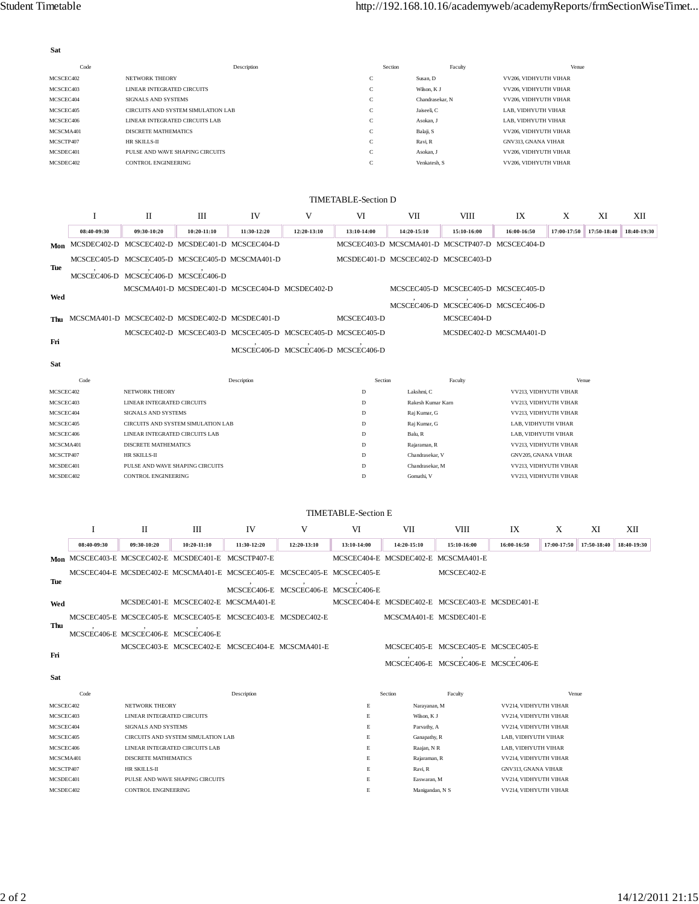| | | | | |
|---|---|---|---|---|
| **Sat** | | | | |

| Code | Description | Section | Faculty | Venue |
|---|---|---|---|---|
| MCSCEC402 | NETWORK THEORY | C | Susan, D | VV206, VIDHYUTH VIHAR |
| MCSCEC403 | LINEAR INTEGRATED CIRCUITS | C | Wilson, K J | VV206, VIDHYUTH VIHAR |
| MCSCEC404 | SIGNALS AND SYSTEMS | C | Chandrasekar, N | VV206, VIDHYUTH VIHAR |
| MCSCEC405 | CIRCUITS AND SYSTEM SIMULATION LAB | C | Jaiseeli, C | LAB, VIDHYUTH VIHAR |
| MCSCEC406 | LINEAR INTEGRATED CIRCUITS LAB | C | Asokan, J | LAB, VIDHYUTH VIHAR |
| MCSCMA401 | DISCRETE MATHEMATICS | C | Balaji, S | VV206, VIDHYUTH VIHAR |
| MCSCTP407 | HR SKILLS-II | C | Ravi, R | GNV313, GNANA VIHAR |
| MCSDEC401 | PULSE AND WAVE SHAPING CIRCUITS | C | Asokan, J | VV206, VIDHYUTH VIHAR |
| MCSDEC402 | CONTROL ENGINEERING | C | Venkatesh, S | VV206, VIDHYUTH VIHAR |

## TIMETABLE-Section D

| | I | II | III | IV | V | VI | VII | VIII | IX | X | XI | XII |
|---|---|---|---|---|---|---|---|---|---|---|---|---|
| | 08:40-09:30 | 09:30-10:20 | 10:20-11:10 | 11:30-12:20 | 12:20-13:10 | 13:10-14:00 | 14:20-15:10 | 15:10-16:00 | 16:00-16:50 | 17:00-17:50 | 17:50-18:40 | 18:40-19:30 |
| **Mon** | MCSDEC402-D | MCSCEC402-D | MCSDEC401-D | MCSCEC404-D | | MCSCEC403-D | MCSCMA401-D | MCSCTP407-D | MCSCEC404-D | | | |
| **Tue** | MCSCEC405-D, MCSCEC406-D | MCSCEC405-D, MCSCEC406-D | MCSCEC405-D, MCSCEC406-D | MCSCMA401-D | | MCSDEC401-D | MCSCEC402-D | MCSCEC403-D | | | | |
| **Wed** | | MCSCMA401-D | MCSDEC401-D | MCSCEC404-D | MCSDEC402-D | | MCSCEC405-D, MCSCEC406-D | MCSCEC405-D, MCSCEC406-D | MCSCEC405-D, MCSCEC406-D | | | |
| **Thu** | MCSCMA401-D | MCSCEC402-D | MCSDEC402-D | MCSDEC401-D | | MCSCEC403-D | | MCSCEC404-D | | | | |
| **Fri** | | MCSCEC402-D | MCSCEC403-D | MCSCEC405-D, MCSCEC406-D | MCSCEC405-D, MCSCEC406-D | MCSCEC405-D, MCSCEC406-D | | MCSDEC402-D | MCSCMA401-D | | | |
| **Sat** | | | | | | | | | | | | |

| Code | Description | Section | Faculty | Venue |
|---|---|---|---|---|
| MCSCEC402 | NETWORK THEORY | D | Lakshmi, C | VV213, VIDHYUTH VIHAR |
| MCSCEC403 | LINEAR INTEGRATED CIRCUITS | D | Rakesh Kumar Karn | VV213, VIDHYUTH VIHAR |
| MCSCEC404 | SIGNALS AND SYSTEMS | D | Raj Kumar, G | VV213, VIDHYUTH VIHAR |
| MCSCEC405 | CIRCUITS AND SYSTEM SIMULATION LAB | D | Raj Kumar, G | LAB, VIDHYUTH VIHAR |
| MCSCEC406 | LINEAR INTEGRATED CIRCUITS LAB | D | Balu, R | LAB, VIDHYUTH VIHAR |
| MCSCMA401 | DISCRETE MATHEMATICS | D | Rajaraman, R | VV213, VIDHYUTH VIHAR |
| MCSCTP407 | HR SKILLS-II | D | Chandrasekar, V | GNV205, GNANA VIHAR |
| MCSDEC401 | PULSE AND WAVE SHAPING CIRCUITS | D | Chandrasekar, M | VV213, VIDHYUTH VIHAR |
| MCSDEC402 | CONTROL ENGINEERING | D | Gomathi, V | VV213, VIDHYUTH VIHAR |

## TIMETABLE-Section E

| | I | II | III | IV | V | VI | VII | VIII | IX | X | XI | XII |
|---|---|---|---|---|---|---|---|---|---|---|---|---|
| | 08:40-09:30 | 09:30-10:20 | 10:20-11:10 | 11:30-12:20 | 12:20-13:10 | 13:10-14:00 | 14:20-15:10 | 15:10-16:00 | 16:00-16:50 | 17:00-17:50 | 17:50-18:40 | 18:40-19:30 |
| **Mon** | MCSCEC403-E | MCSCEC402-E | MCSDEC401-E | MCSCTP407-E | | MCSCEC404-E | MCSDEC402-E | MCSCMA401-E | | | | |
| **Tue** | MCSCEC404-E | MCSDEC402-E | MCSCMA401-E | MCSCEC405-E, MCSCEC406-E | MCSCEC405-E, MCSCEC406-E | MCSCEC405-E, MCSCEC406-E | | MCSCEC402-E | | | | |
| **Wed** | | MCSDEC401-E | MCSCEC402-E | MCSCMA401-E | | MCSCEC404-E | MCSDEC402-E | MCSCEC403-E | MCSDEC401-E | | | |
| **Thu** | MCSCEC405-E, MCSCEC406-E | MCSCEC405-E, MCSCEC406-E | MCSCEC405-E, MCSCEC406-E | MCSCEC403-E | MCSDEC402-E | | MCSCMA401-E | MCSDEC401-E | | | | |
| **Fri** | | MCSCEC403-E | MCSCEC402-E | MCSCEC404-E | MCSCMA401-E | | MCSCEC405-E, MCSCEC406-E | MCSCEC405-E, MCSCEC406-E | MCSCEC405-E, MCSCEC406-E | | | |
| **Sat** | | | | | | | | | | | | |

| Code | Description | Section | Faculty | Venue |
|---|---|---|---|---|
| MCSCEC402 | NETWORK THEORY | E | Narayanan, M | VV214, VIDHYUTH VIHAR |
| MCSCEC403 | LINEAR INTEGRATED CIRCUITS | E | Wilson, K J | VV214, VIDHYUTH VIHAR |
| MCSCEC404 | SIGNALS AND SYSTEMS | E | Parvathy, A | VV214, VIDHYUTH VIHAR |
| MCSCEC405 | CIRCUITS AND SYSTEM SIMULATION LAB | E | Ganapathy, R | LAB, VIDHYUTH VIHAR |
| MCSCEC406 | LINEAR INTEGRATED CIRCUITS LAB | E | Raajan, N R | LAB, VIDHYUTH VIHAR |
| MCSCMA401 | DISCRETE MATHEMATICS | E | Rajaraman, R | VV214, VIDHYUTH VIHAR |
| MCSCTP407 | HR SKILLS-II | E | Ravi, R | GNV313, GNANA VIHAR |
| MCSDEC401 | PULSE AND WAVE SHAPING CIRCUITS | E | Easwaran, M | VV214, VIDHYUTH VIHAR |
| MCSDEC402 | CONTROL ENGINEERING | E | Manigandan, N S | VV214, VIDHYUTH VIHAR |